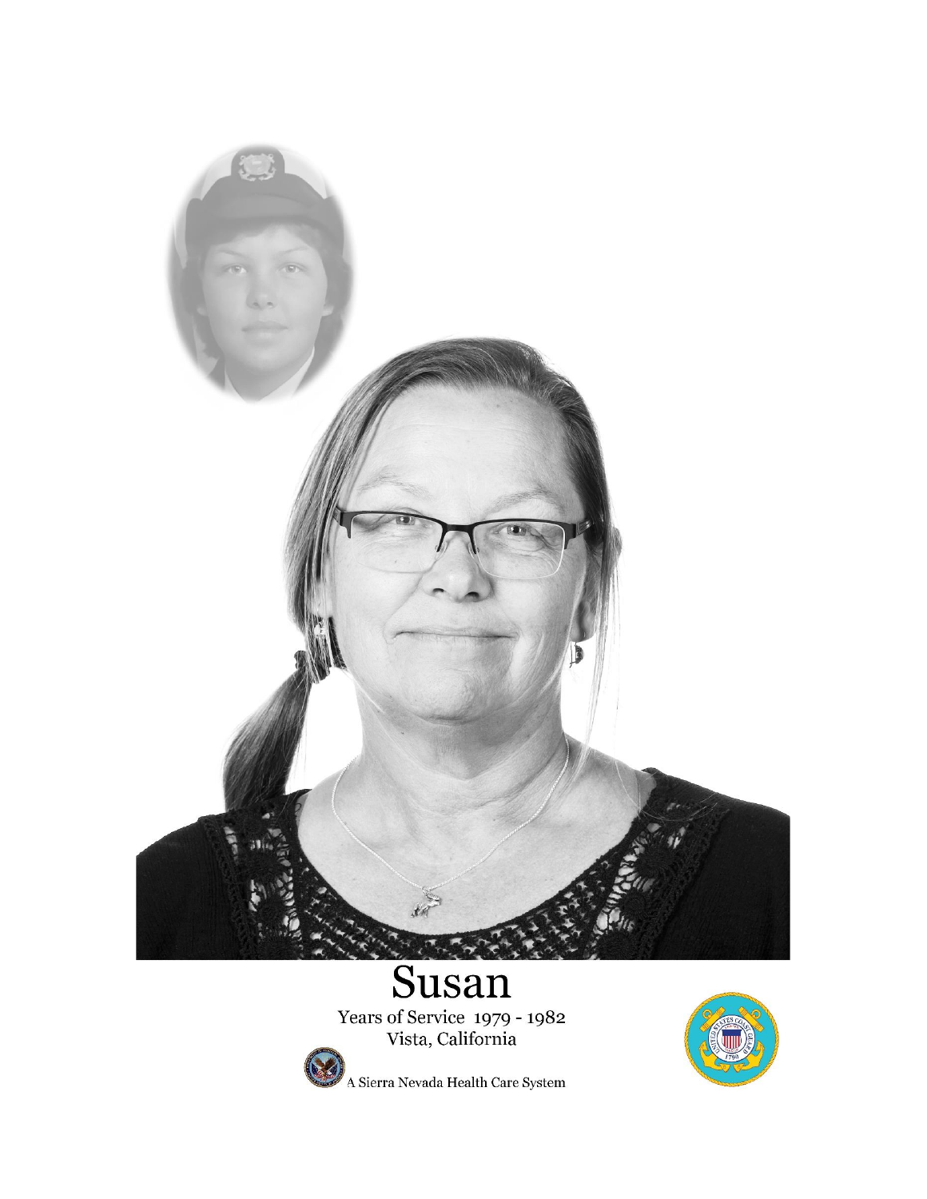# Susan

Years of Service 1979 - 1982

Vista, California

A Sierra Nevada Health Care System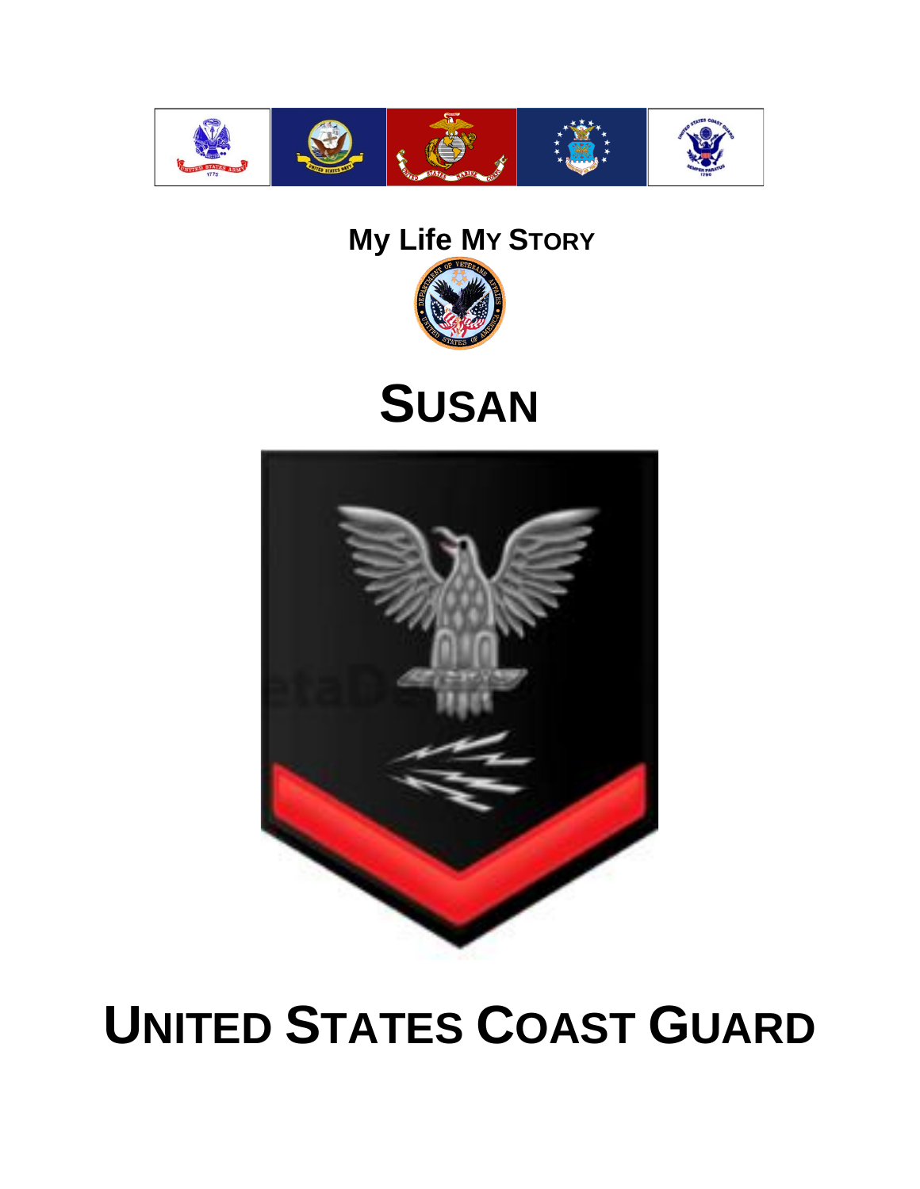# My Life My Story

# Susan

# United States Coast Guard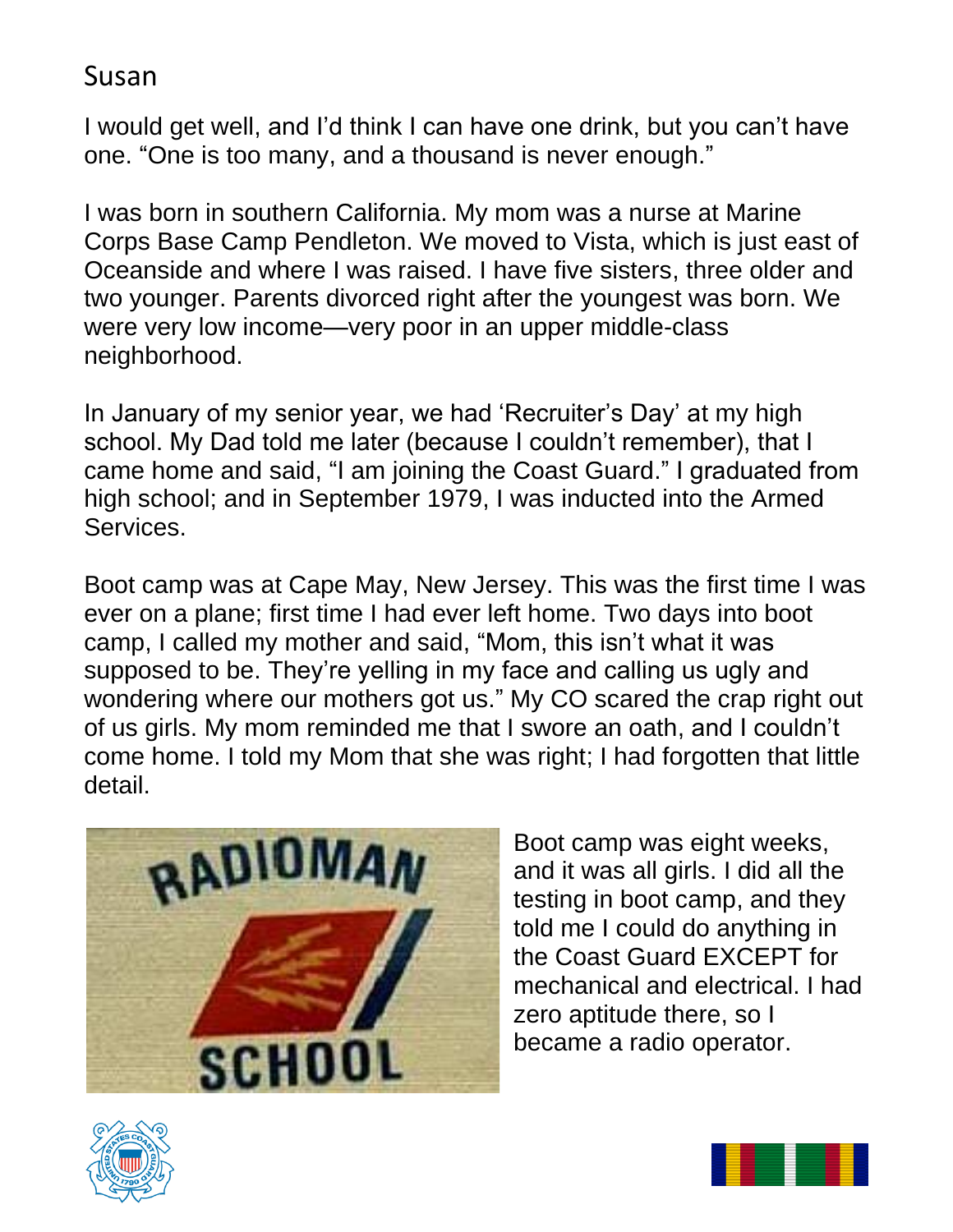Susan

I would get well, and I'd think I can have one drink, but you can't have one. "One is too many, and a thousand is never enough."

I was born in southern California. My mom was a nurse at Marine Corps Base Camp Pendleton. We moved to Vista, which is just east of Oceanside and where I was raised. I have five sisters, three older and two younger. Parents divorced right after the youngest was born. We were very low income—very poor in an upper middle-class neighborhood.

In January of my senior year, we had 'Recruiter's Day' at my high school. My Dad told me later (because I couldn't remember), that I came home and said, "I am joining the Coast Guard." I graduated from high school; and in September 1979, I was inducted into the Armed Services.

Boot camp was at Cape May, New Jersey. This was the first time I was ever on a plane; first time I had ever left home. Two days into boot camp, I called my mother and said, "Mom, this isn't what it was supposed to be. They're yelling in my face and calling us ugly and wondering where our mothers got us." My CO scared the crap right out of us girls. My mom reminded me that I swore an oath, and I couldn't come home. I told my Mom that she was right; I had forgotten that little detail.

Boot camp was eight weeks, and it was all girls. I did all the testing in boot camp, and they told me I could do anything in the Coast Guard EXCEPT for mechanical and electrical. I had zero aptitude there, so I became a radio operator.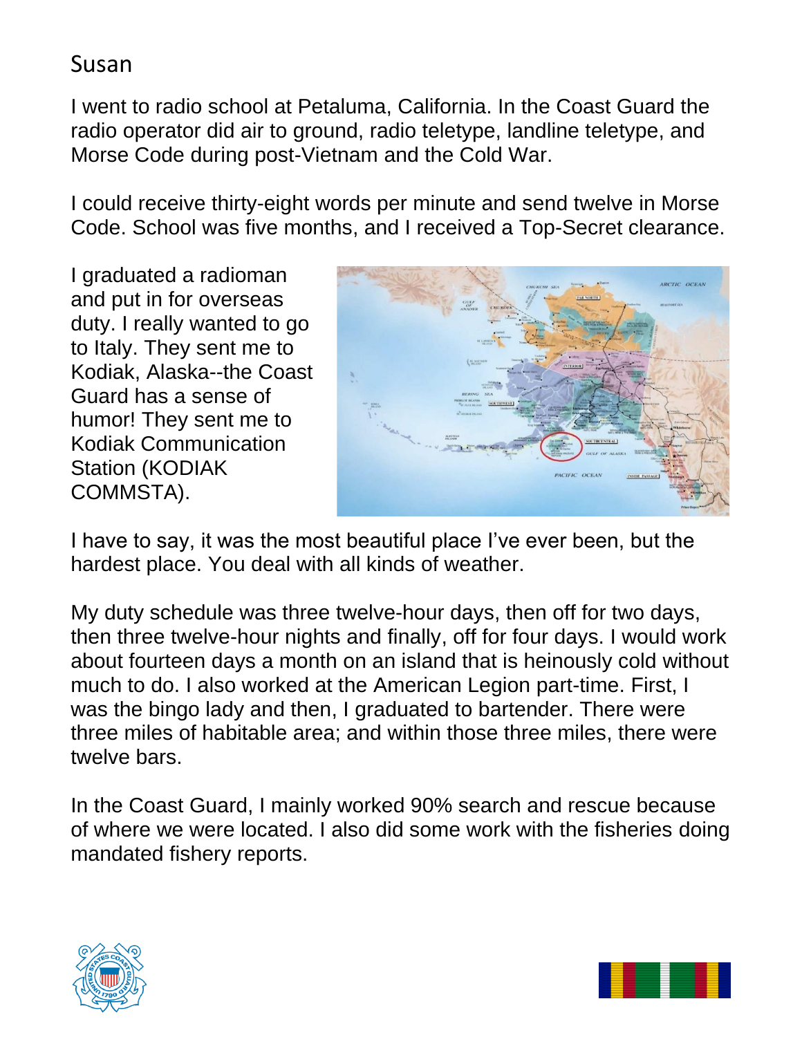# Susan

I went to radio school at Petaluma, California. In the Coast Guard the radio operator did air to ground, radio teletype, landline teletype, and Morse Code during post-Vietnam and the Cold War.

I could receive thirty-eight words per minute and send twelve in Morse Code. School was five months, and I received a Top-Secret clearance.

I graduated a radioman and put in for overseas duty. I really wanted to go to Italy. They sent me to Kodiak, Alaska--the Coast Guard has a sense of humor! They sent me to Kodiak Communication Station (KODIAK COMMSTA).

I have to say, it was the most beautiful place I've ever been, but the hardest place. You deal with all kinds of weather.

My duty schedule was three twelve-hour days, then off for two days, then three twelve-hour nights and finally, off for four days. I would work about fourteen days a month on an island that is heinously cold without much to do. I also worked at the American Legion part-time. First, I was the bingo lady and then, I graduated to bartender. There were three miles of habitable area; and within those three miles, there were twelve bars.

In the Coast Guard, I mainly worked 90% search and rescue because of where we were located. I also did some work with the fisheries doing mandated fishery reports.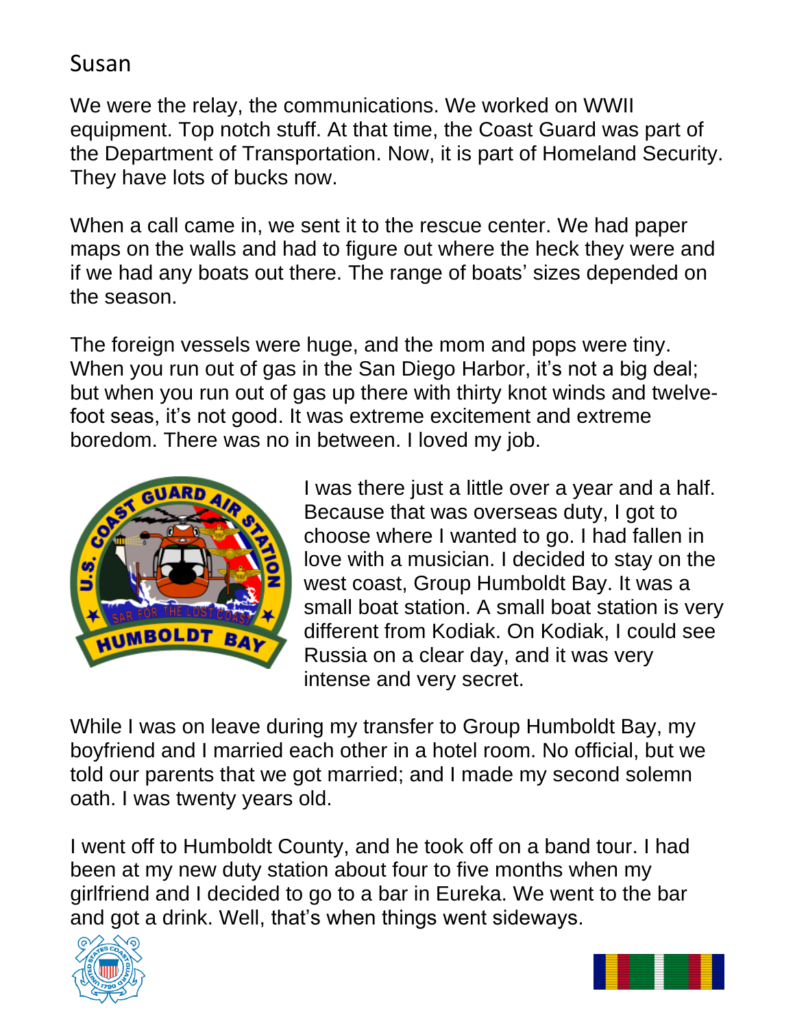## Susan

We were the relay, the communications. We worked on WWII equipment. Top notch stuff. At that time, the Coast Guard was part of the Department of Transportation. Now, it is part of Homeland Security. They have lots of bucks now.

When a call came in, we sent it to the rescue center. We had paper maps on the walls and had to figure out where the heck they were and if we had any boats out there. The range of boats' sizes depended on the season.

The foreign vessels were huge, and the mom and pops were tiny. When you run out of gas in the San Diego Harbor, it's not a big deal; but when you run out of gas up there with thirty knot winds and twelve-foot seas, it's not good. It was extreme excitement and extreme boredom. There was no in between. I loved my job.

I was there just a little over a year and a half. Because that was overseas duty, I got to choose where I wanted to go. I had fallen in love with a musician. I decided to stay on the west coast, Group Humboldt Bay. It was a small boat station. A small boat station is very different from Kodiak. On Kodiak, I could see Russia on a clear day, and it was very intense and very secret.

While I was on leave during my transfer to Group Humboldt Bay, my boyfriend and I married each other in a hotel room. No official, but we told our parents that we got married; and I made my second solemn oath. I was twenty years old.

I went off to Humboldt County, and he took off on a band tour. I had been at my new duty station about four to five months when my girlfriend and I decided to go to a bar in Eureka. We went to the bar and got a drink. Well, that's when things went sideways.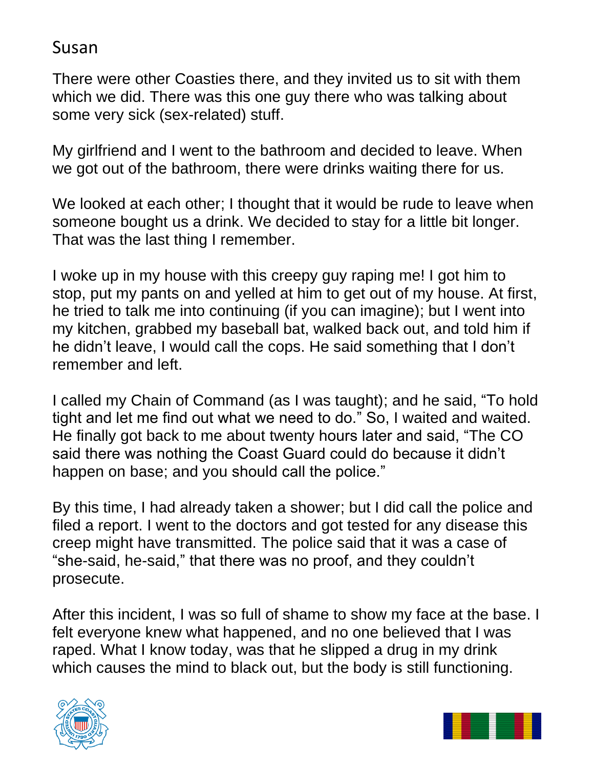## Susan

There were other Coasties there, and they invited us to sit with them which we did. There was this one guy there who was talking about some very sick (sex-related) stuff.

My girlfriend and I went to the bathroom and decided to leave. When we got out of the bathroom, there were drinks waiting there for us.

We looked at each other; I thought that it would be rude to leave when someone bought us a drink. We decided to stay for a little bit longer. That was the last thing I remember.

I woke up in my house with this creepy guy raping me! I got him to stop, put my pants on and yelled at him to get out of my house. At first, he tried to talk me into continuing (if you can imagine); but I went into my kitchen, grabbed my baseball bat, walked back out, and told him if he didn't leave, I would call the cops. He said something that I don't remember and left.

I called my Chain of Command (as I was taught); and he said, "To hold tight and let me find out what we need to do." So, I waited and waited. He finally got back to me about twenty hours later and said, "The CO said there was nothing the Coast Guard could do because it didn't happen on base; and you should call the police."

By this time, I had already taken a shower; but I did call the police and filed a report. I went to the doctors and got tested for any disease this creep might have transmitted. The police said that it was a case of "she-said, he-said," that there was no proof, and they couldn't prosecute.

After this incident, I was so full of shame to show my face at the base. I felt everyone knew what happened, and no one believed that I was raped. What I know today, was that he slipped a drug in my drink which causes the mind to black out, but the body is still functioning.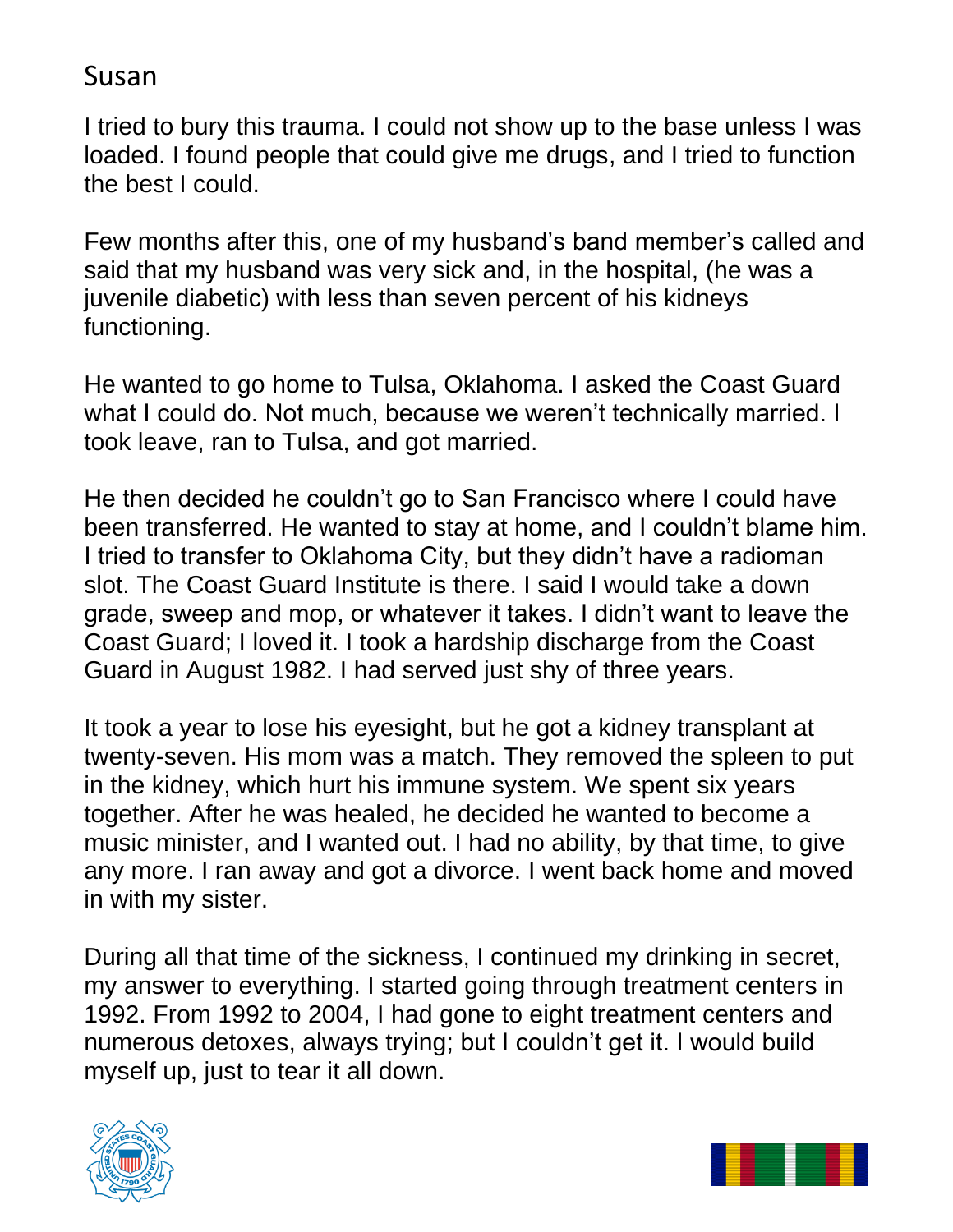# Susan

I tried to bury this trauma. I could not show up to the base unless I was loaded. I found people that could give me drugs, and I tried to function the best I could.

Few months after this, one of my husband's band member's called and said that my husband was very sick and, in the hospital, (he was a juvenile diabetic) with less than seven percent of his kidneys functioning.

He wanted to go home to Tulsa, Oklahoma. I asked the Coast Guard what I could do. Not much, because we weren't technically married. I took leave, ran to Tulsa, and got married.

He then decided he couldn't go to San Francisco where I could have been transferred. He wanted to stay at home, and I couldn't blame him. I tried to transfer to Oklahoma City, but they didn't have a radioman slot. The Coast Guard Institute is there. I said I would take a down grade, sweep and mop, or whatever it takes. I didn't want to leave the Coast Guard; I loved it. I took a hardship discharge from the Coast Guard in August 1982. I had served just shy of three years.

It took a year to lose his eyesight, but he got a kidney transplant at twenty-seven. His mom was a match. They removed the spleen to put in the kidney, which hurt his immune system. We spent six years together. After he was healed, he decided he wanted to become a music minister, and I wanted out. I had no ability, by that time, to give any more. I ran away and got a divorce. I went back home and moved in with my sister.

During all that time of the sickness, I continued my drinking in secret, my answer to everything. I started going through treatment centers in 1992. From 1992 to 2004, I had gone to eight treatment centers and numerous detoxes, always trying; but I couldn't get it. I would build myself up, just to tear it all down.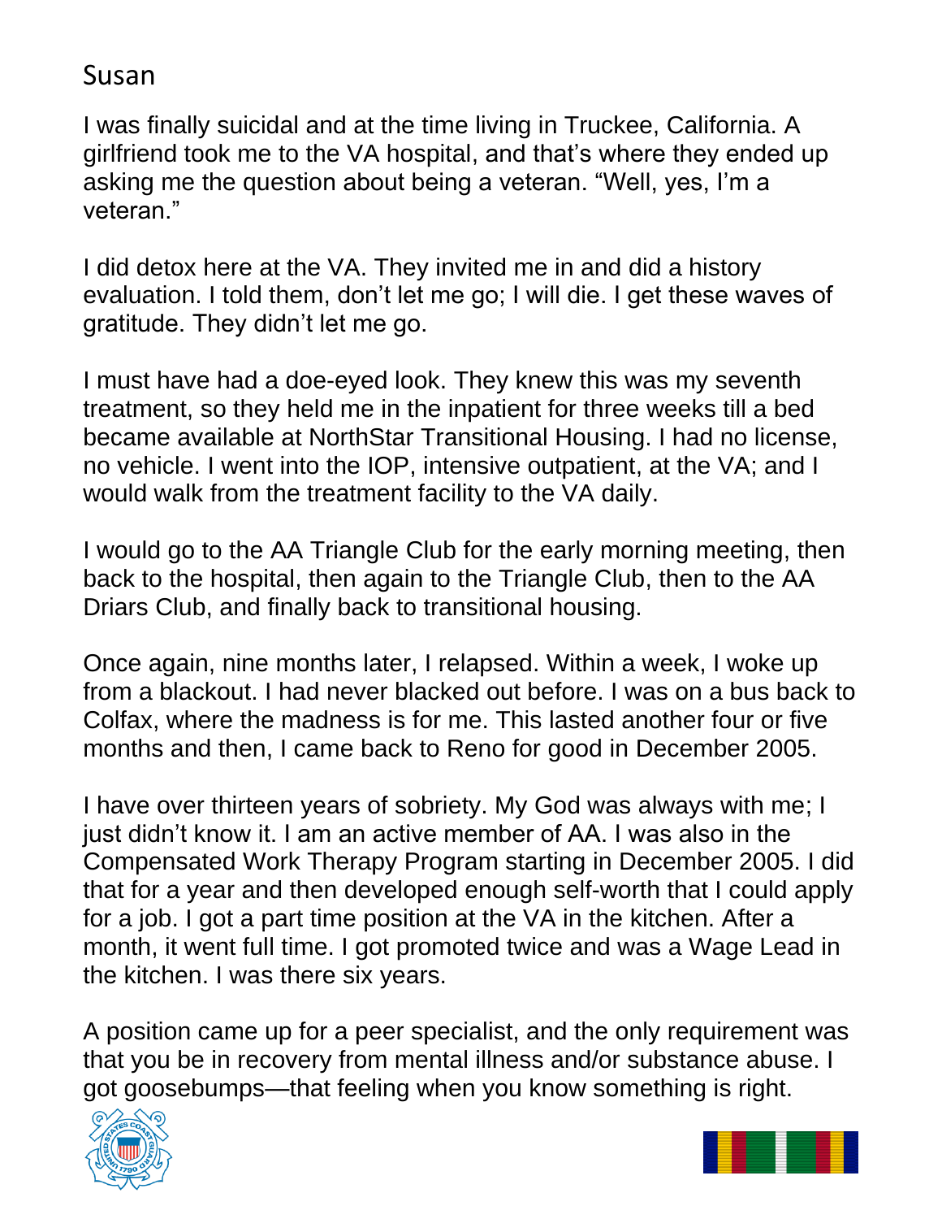# Susan

I was finally suicidal and at the time living in Truckee, California. A girlfriend took me to the VA hospital, and that's where they ended up asking me the question about being a veteran. "Well, yes, I'm a veteran."

I did detox here at the VA. They invited me in and did a history evaluation. I told them, don't let me go; I will die. I get these waves of gratitude. They didn't let me go.

I must have had a doe-eyed look. They knew this was my seventh treatment, so they held me in the inpatient for three weeks till a bed became available at NorthStar Transitional Housing. I had no license, no vehicle. I went into the IOP, intensive outpatient, at the VA; and I would walk from the treatment facility to the VA daily.

I would go to the AA Triangle Club for the early morning meeting, then back to the hospital, then again to the Triangle Club, then to the AA Driars Club, and finally back to transitional housing.

Once again, nine months later, I relapsed. Within a week, I woke up from a blackout. I had never blacked out before. I was on a bus back to Colfax, where the madness is for me. This lasted another four or five months and then, I came back to Reno for good in December 2005.

I have over thirteen years of sobriety. My God was always with me; I just didn't know it. I am an active member of AA. I was also in the Compensated Work Therapy Program starting in December 2005. I did that for a year and then developed enough self-worth that I could apply for a job. I got a part time position at the VA in the kitchen. After a month, it went full time. I got promoted twice and was a Wage Lead in the kitchen. I was there six years.

A position came up for a peer specialist, and the only requirement was that you be in recovery from mental illness and/or substance abuse. I got goosebumps—that feeling when you know something is right.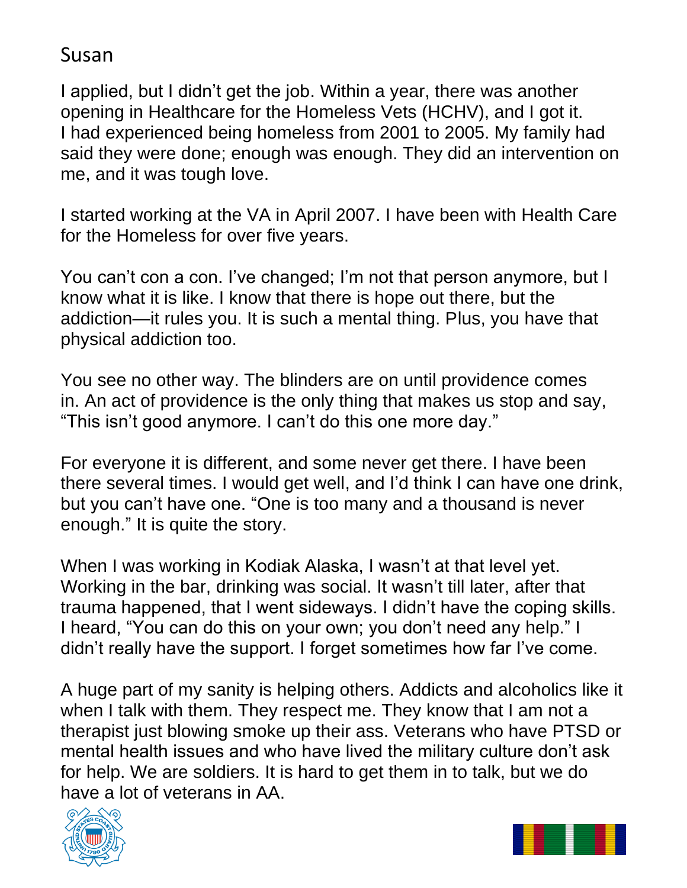Susan

I applied, but I didn't get the job. Within a year, there was another opening in Healthcare for the Homeless Vets (HCHV), and I got it. I had experienced being homeless from 2001 to 2005. My family had said they were done; enough was enough. They did an intervention on me, and it was tough love.

I started working at the VA in April 2007. I have been with Health Care for the Homeless for over five years.

You can't con a con. I've changed; I'm not that person anymore, but I know what it is like. I know that there is hope out there, but the addiction—it rules you. It is such a mental thing. Plus, you have that physical addiction too.

You see no other way. The blinders are on until providence comes in. An act of providence is the only thing that makes us stop and say, "This isn't good anymore. I can't do this one more day."

For everyone it is different, and some never get there. I have been there several times. I would get well, and I'd think I can have one drink, but you can't have one. "One is too many and a thousand is never enough." It is quite the story.

When I was working in Kodiak Alaska, I wasn't at that level yet. Working in the bar, drinking was social. It wasn't till later, after that trauma happened, that I went sideways. I didn't have the coping skills. I heard, "You can do this on your own; you don't need any help." I didn't really have the support. I forget sometimes how far I've come.

A huge part of my sanity is helping others. Addicts and alcoholics like it when I talk with them. They respect me. They know that I am not a therapist just blowing smoke up their ass. Veterans who have PTSD or mental health issues and who have lived the military culture don't ask for help. We are soldiers. It is hard to get them in to talk, but we do have a lot of veterans in AA.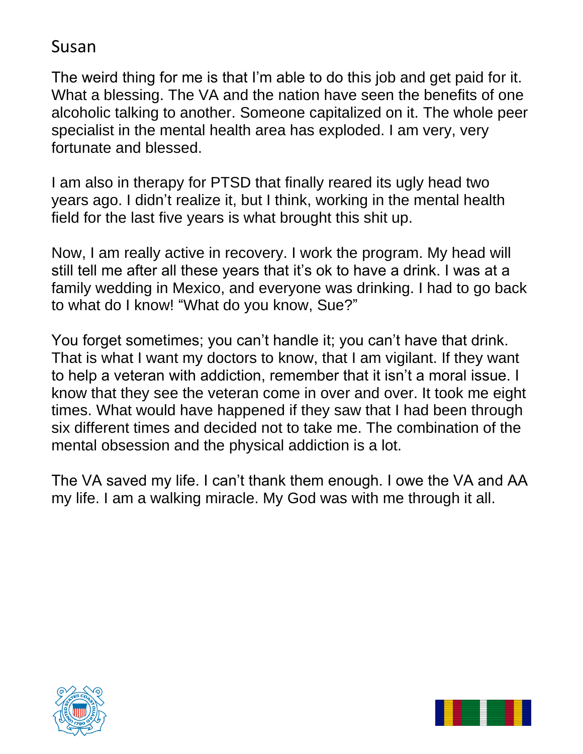## Susan

The weird thing for me is that I'm able to do this job and get paid for it. What a blessing. The VA and the nation have seen the benefits of one alcoholic talking to another. Someone capitalized on it. The whole peer specialist in the mental health area has exploded. I am very, very fortunate and blessed.

I am also in therapy for PTSD that finally reared its ugly head two years ago. I didn't realize it, but I think, working in the mental health field for the last five years is what brought this shit up.

Now, I am really active in recovery. I work the program. My head will still tell me after all these years that it's ok to have a drink. I was at a family wedding in Mexico, and everyone was drinking. I had to go back to what do I know! "What do you know, Sue?"

You forget sometimes; you can't handle it; you can't have that drink. That is what I want my doctors to know, that I am vigilant. If they want to help a veteran with addiction, remember that it isn't a moral issue. I know that they see the veteran come in over and over. It took me eight times. What would have happened if they saw that I had been through six different times and decided not to take me. The combination of the mental obsession and the physical addiction is a lot.

The VA saved my life. I can't thank them enough. I owe the VA and AA my life. I am a walking miracle. My God was with me through it all.